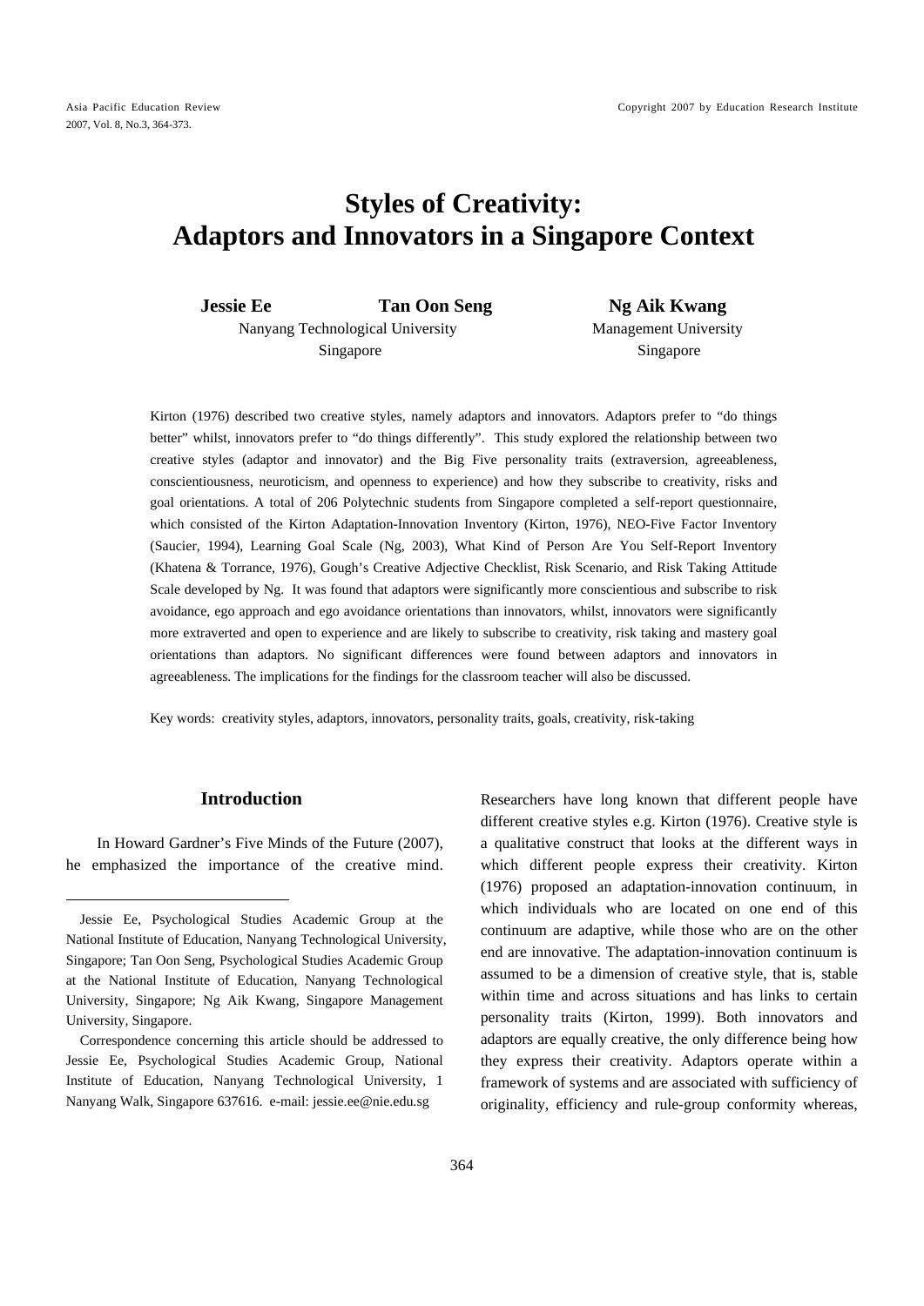# Styles of Creativity: Adaptors and Innovators in a Singapore Context

**Jessie Ee** **Tan Oon Seng**
Nanyang Technological University
Singapore

**Ng Aik Kwang**
Management University
Singapore

Kirton (1976) described two creative styles, namely adaptors and innovators. Adaptors prefer to "do things better" whilst, innovators prefer to "do things differently". This study explored the relationship between two creative styles (adaptor and innovator) and the Big Five personality traits (extraversion, agreeableness, conscientiousness, neuroticism, and openness to experience) and how they subscribe to creativity, risks and goal orientations. A total of 206 Polytechnic students from Singapore completed a self-report questionnaire, which consisted of the Kirton Adaptation-Innovation Inventory (Kirton, 1976), NEO-Five Factor Inventory (Saucier, 1994), Learning Goal Scale (Ng, 2003), What Kind of Person Are You Self-Report Inventory (Khatena & Torrance, 1976), Gough's Creative Adjective Checklist, Risk Scenario, and Risk Taking Attitude Scale developed by Ng. It was found that adaptors were significantly more conscientious and subscribe to risk avoidance, ego approach and ego avoidance orientations than innovators, whilst, innovators were significantly more extraverted and open to experience and are likely to subscribe to creativity, risk taking and mastery goal orientations than adaptors. No significant differences were found between adaptors and innovators in agreeableness. The implications for the findings for the classroom teacher will also be discussed.

Key words: creativity styles, adaptors, innovators, personality traits, goals, creativity, risk-taking

## Introduction

In Howard Gardner's Five Minds of the Future (2007), he emphasized the importance of the creative mind. Researchers have long known that different people have different creative styles e.g. Kirton (1976). Creative style is a qualitative construct that looks at the different ways in which different people express their creativity. Kirton (1976) proposed an adaptation-innovation continuum, in which individuals who are located on one end of this continuum are adaptive, while those who are on the other end are innovative. The adaptation-innovation continuum is assumed to be a dimension of creative style, that is, stable within time and across situations and has links to certain personality traits (Kirton, 1999). Both innovators and adaptors are equally creative, the only difference being how they express their creativity. Adaptors operate within a framework of systems and are associated with sufficiency of originality, efficiency and rule-group conformity whereas,

---

Jessie Ee, Psychological Studies Academic Group at the National Institute of Education, Nanyang Technological University, Singapore; Tan Oon Seng, Psychological Studies Academic Group at the National Institute of Education, Nanyang Technological University, Singapore; Ng Aik Kwang, Singapore Management University, Singapore.

Correspondence concerning this article should be addressed to Jessie Ee, Psychological Studies Academic Group, National Institute of Education, Nanyang Technological University, 1 Nanyang Walk, Singapore 637616. e-mail: jessie.ee@nie.edu.sg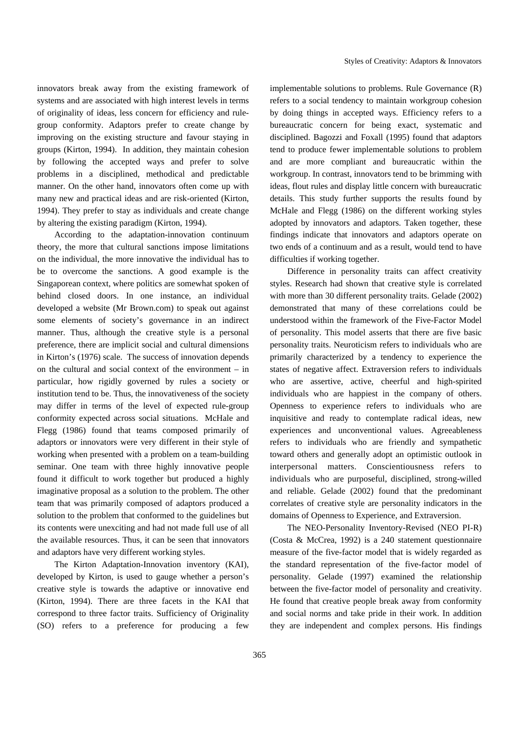innovators break away from the existing framework of systems and are associated with high interest levels in terms of originality of ideas, less concern for efficiency and rule-group conformity. Adaptors prefer to create change by improving on the existing structure and favour staying in groups (Kirton, 1994). In addition, they maintain cohesion by following the accepted ways and prefer to solve problems in a disciplined, methodical and predictable manner. On the other hand, innovators often come up with many new and practical ideas and are risk-oriented (Kirton, 1994). They prefer to stay as individuals and create change by altering the existing paradigm (Kirton, 1994).

According to the adaptation-innovation continuum theory, the more that cultural sanctions impose limitations on the individual, the more innovative the individual has to be to overcome the sanctions. A good example is the Singaporean context, where politics are somewhat spoken of behind closed doors. In one instance, an individual developed a website (Mr Brown.com) to speak out against some elements of society's governance in an indirect manner. Thus, although the creative style is a personal preference, there are implicit social and cultural dimensions in Kirton's (1976) scale. The success of innovation depends on the cultural and social context of the environment – in particular, how rigidly governed by rules a society or institution tend to be. Thus, the innovativeness of the society may differ in terms of the level of expected rule-group conformity expected across social situations. McHale and Flegg (1986) found that teams composed primarily of adaptors or innovators were very different in their style of working when presented with a problem on a team-building seminar. One team with three highly innovative people found it difficult to work together but produced a highly imaginative proposal as a solution to the problem. The other team that was primarily composed of adaptors produced a solution to the problem that conformed to the guidelines but its contents were unexciting and had not made full use of all the available resources. Thus, it can be seen that innovators and adaptors have very different working styles.

The Kirton Adaptation-Innovation inventory (KAI), developed by Kirton, is used to gauge whether a person's creative style is towards the adaptive or innovative end (Kirton, 1994). There are three facets in the KAI that correspond to three factor traits. Sufficiency of Originality (SO) refers to a preference for producing a few implementable solutions to problems. Rule Governance (R) refers to a social tendency to maintain workgroup cohesion by doing things in accepted ways. Efficiency refers to a bureaucratic concern for being exact, systematic and disciplined. Bagozzi and Foxall (1995) found that adaptors tend to produce fewer implementable solutions to problem and are more compliant and bureaucratic within the workgroup. In contrast, innovators tend to be brimming with ideas, flout rules and display little concern with bureaucratic details. This study further supports the results found by McHale and Flegg (1986) on the different working styles adopted by innovators and adaptors. Taken together, these findings indicate that innovators and adaptors operate on two ends of a continuum and as a result, would tend to have difficulties if working together.

Difference in personality traits can affect creativity styles. Research had shown that creative style is correlated with more than 30 different personality traits. Gelade (2002) demonstrated that many of these correlations could be understood within the framework of the Five-Factor Model of personality. This model asserts that there are five basic personality traits. Neuroticism refers to individuals who are primarily characterized by a tendency to experience the states of negative affect. Extraversion refers to individuals who are assertive, active, cheerful and high-spirited individuals who are happiest in the company of others. Openness to experience refers to individuals who are inquisitive and ready to contemplate radical ideas, new experiences and unconventional values. Agreeableness refers to individuals who are friendly and sympathetic toward others and generally adopt an optimistic outlook in interpersonal matters. Conscientiousness refers to individuals who are purposeful, disciplined, strong-willed and reliable. Gelade (2002) found that the predominant correlates of creative style are personality indicators in the domains of Openness to Experience, and Extraversion.

The NEO-Personality Inventory-Revised (NEO PI-R) (Costa & McCrea, 1992) is a 240 statement questionnaire measure of the five-factor model that is widely regarded as the standard representation of the five-factor model of personality. Gelade (1997) examined the relationship between the five-factor model of personality and creativity. He found that creative people break away from conformity and social norms and take pride in their work. In addition they are independent and complex persons. His findings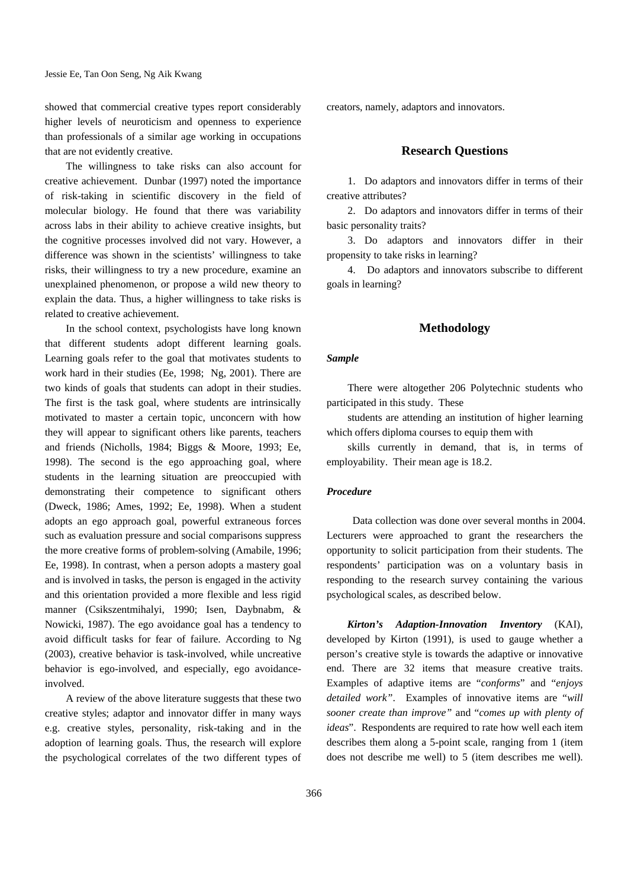showed that commercial creative types report considerably higher levels of neuroticism and openness to experience than professionals of a similar age working in occupations that are not evidently creative.

The willingness to take risks can also account for creative achievement. Dunbar (1997) noted the importance of risk-taking in scientific discovery in the field of molecular biology. He found that there was variability across labs in their ability to achieve creative insights, but the cognitive processes involved did not vary. However, a difference was shown in the scientists' willingness to take risks, their willingness to try a new procedure, examine an unexplained phenomenon, or propose a wild new theory to explain the data. Thus, a higher willingness to take risks is related to creative achievement.

In the school context, psychologists have long known that different students adopt different learning goals. Learning goals refer to the goal that motivates students to work hard in their studies (Ee, 1998; Ng, 2001). There are two kinds of goals that students can adopt in their studies. The first is the task goal, where students are intrinsically motivated to master a certain topic, unconcern with how they will appear to significant others like parents, teachers and friends (Nicholls, 1984; Biggs & Moore, 1993; Ee, 1998). The second is the ego approaching goal, where students in the learning situation are preoccupied with demonstrating their competence to significant others (Dweck, 1986; Ames, 1992; Ee, 1998). When a student adopts an ego approach goal, powerful extraneous forces such as evaluation pressure and social comparisons suppress the more creative forms of problem-solving (Amabile, 1996; Ee, 1998). In contrast, when a person adopts a mastery goal and is involved in tasks, the person is engaged in the activity and this orientation provided a more flexible and less rigid manner (Csikszentmihalyi, 1990; Isen, Daybnabm, & Nowicki, 1987). The ego avoidance goal has a tendency to avoid difficult tasks for fear of failure. According to Ng (2003), creative behavior is task-involved, while uncreative behavior is ego-involved, and especially, ego avoidance-involved.

A review of the above literature suggests that these two creative styles; adaptor and innovator differ in many ways e.g. creative styles, personality, risk-taking and in the adoption of learning goals. Thus, the research will explore the psychological correlates of the two different types of creators, namely, adaptors and innovators.

## Research Questions

1. Do adaptors and innovators differ in terms of their creative attributes?

2. Do adaptors and innovators differ in terms of their basic personality traits?

3. Do adaptors and innovators differ in their propensity to take risks in learning?

4. Do adaptors and innovators subscribe to different goals in learning?

## Methodology

### *Sample*

There were altogether 206 Polytechnic students who participated in this study. These students are attending an institution of higher learning which offers diploma courses to equip them with skills currently in demand, that is, in terms of employability. Their mean age is 18.2.

### *Procedure*

Data collection was done over several months in 2004. Lecturers were approached to grant the researchers the opportunity to solicit participation from their students. The respondents' participation was on a voluntary basis in responding to the research survey containing the various psychological scales, as described below.

***Kirton's Adaption-Innovation Inventory*** (KAI), developed by Kirton (1991), is used to gauge whether a person's creative style is towards the adaptive or innovative end. There are 32 items that measure creative traits. Examples of adaptive items are "*conforms*" and "*enjoys detailed work*". Examples of innovative items are "*will sooner create than improve*" and "*comes up with plenty of ideas*". Respondents are required to rate how well each item describes them along a 5-point scale, ranging from 1 (item does not describe me well) to 5 (item describes me well).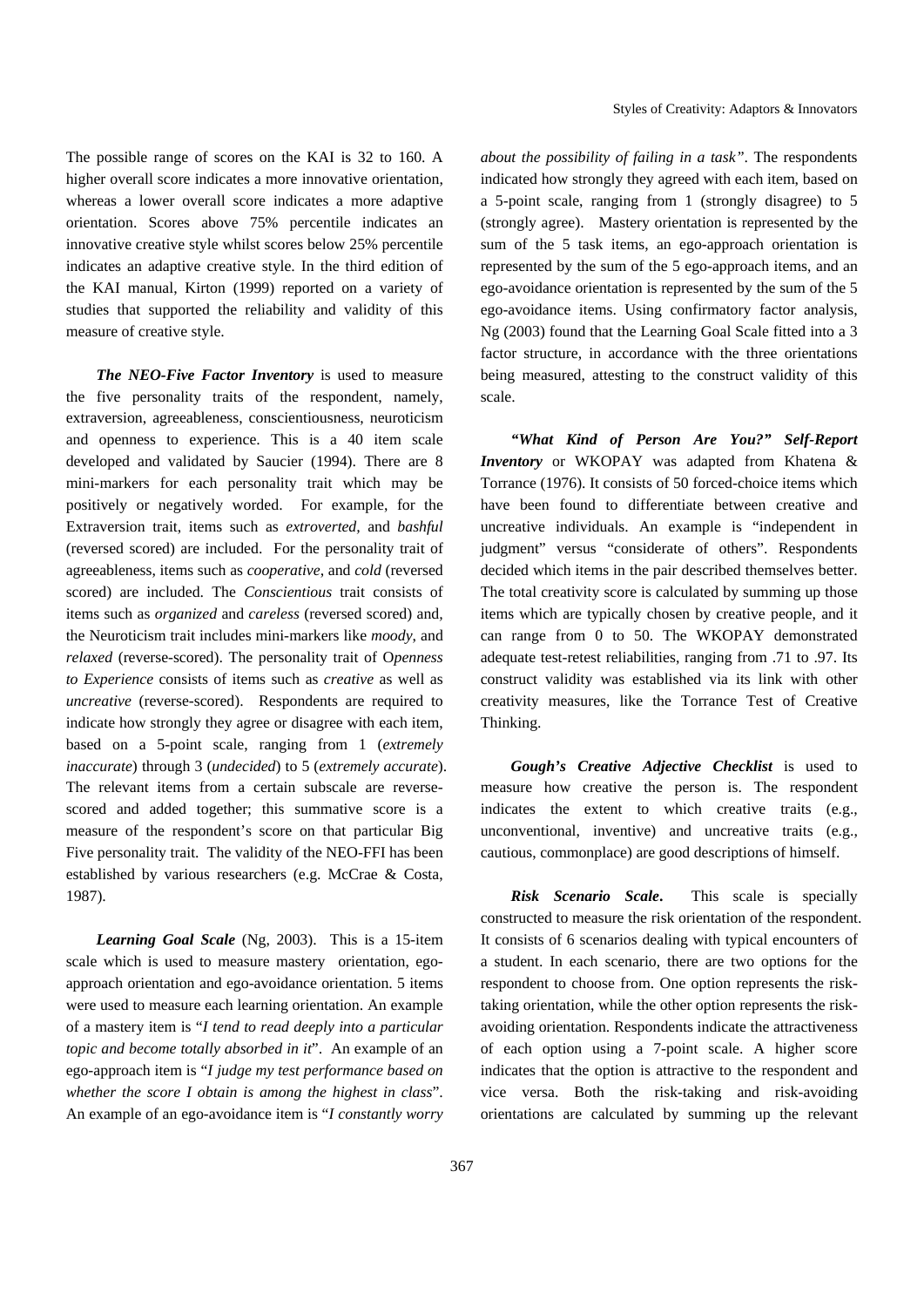The possible range of scores on the KAI is 32 to 160. A higher overall score indicates a more innovative orientation, whereas a lower overall score indicates a more adaptive orientation. Scores above 75% percentile indicates an innovative creative style whilst scores below 25% percentile indicates an adaptive creative style. In the third edition of the KAI manual, Kirton (1999) reported on a variety of studies that supported the reliability and validity of this measure of creative style.

***The NEO-Five Factor Inventory*** is used to measure the five personality traits of the respondent, namely, extraversion, agreeableness, conscientiousness, neuroticism and openness to experience. This is a 40 item scale developed and validated by Saucier (1994). There are 8 mini-markers for each personality trait which may be positively or negatively worded. For example, for the Extraversion trait, items such as *extroverted*, and *bashful* (reversed scored) are included. For the personality trait of agreeableness, items such as *cooperative*, and *cold* (reversed scored) are included. The *Conscientious* trait consists of items such as *organized* and *careless* (reversed scored) and, the Neuroticism trait includes mini-markers like *moody*, and *relaxed* (reverse-scored). The personality trait of O*penness to Experience* consists of items such as *creative* as well as *uncreative* (reverse-scored). Respondents are required to indicate how strongly they agree or disagree with each item, based on a 5-point scale, ranging from 1 (*extremely inaccurate*) through 3 (*undecided*) to 5 (*extremely accurate*). The relevant items from a certain subscale are reverse-scored and added together; this summative score is a measure of the respondent's score on that particular Big Five personality trait. The validity of the NEO-FFI has been established by various researchers (e.g. McCrae & Costa, 1987).

***Learning Goal Scale*** (Ng, 2003). This is a 15-item scale which is used to measure mastery orientation, ego-approach orientation and ego-avoidance orientation. 5 items were used to measure each learning orientation. An example of a mastery item is "*I tend to read deeply into a particular topic and become totally absorbed in it*". An example of an ego-approach item is "*I judge my test performance based on whether the score I obtain is among the highest in class*". An example of an ego-avoidance item is "*I constantly worry about the possibility of failing in a task"*. The respondents indicated how strongly they agreed with each item, based on a 5-point scale, ranging from 1 (strongly disagree) to 5 (strongly agree). Mastery orientation is represented by the sum of the 5 task items, an ego-approach orientation is represented by the sum of the 5 ego-approach items, and an ego-avoidance orientation is represented by the sum of the 5 ego-avoidance items. Using confirmatory factor analysis, Ng (2003) found that the Learning Goal Scale fitted into a 3 factor structure, in accordance with the three orientations being measured, attesting to the construct validity of this scale.

***"What Kind of Person Are You?" Self-Report Inventory*** or WKOPAY was adapted from Khatena & Torrance (1976). It consists of 50 forced-choice items which have been found to differentiate between creative and uncreative individuals. An example is "independent in judgment" versus "considerate of others". Respondents decided which items in the pair described themselves better. The total creativity score is calculated by summing up those items which are typically chosen by creative people, and it can range from 0 to 50. The WKOPAY demonstrated adequate test-retest reliabilities, ranging from .71 to .97. Its construct validity was established via its link with other creativity measures, like the Torrance Test of Creative Thinking.

***Gough's Creative Adjective Checklist*** is used to measure how creative the person is. The respondent indicates the extent to which creative traits (e.g., unconventional, inventive) and uncreative traits (e.g., cautious, commonplace) are good descriptions of himself.

***Risk Scenario Scale***. This scale is specially constructed to measure the risk orientation of the respondent. It consists of 6 scenarios dealing with typical encounters of a student. In each scenario, there are two options for the respondent to choose from. One option represents the risk-taking orientation, while the other option represents the risk-avoiding orientation. Respondents indicate the attractiveness of each option using a 7-point scale. A higher score indicates that the option is attractive to the respondent and vice versa. Both the risk-taking and risk-avoiding orientations are calculated by summing up the relevant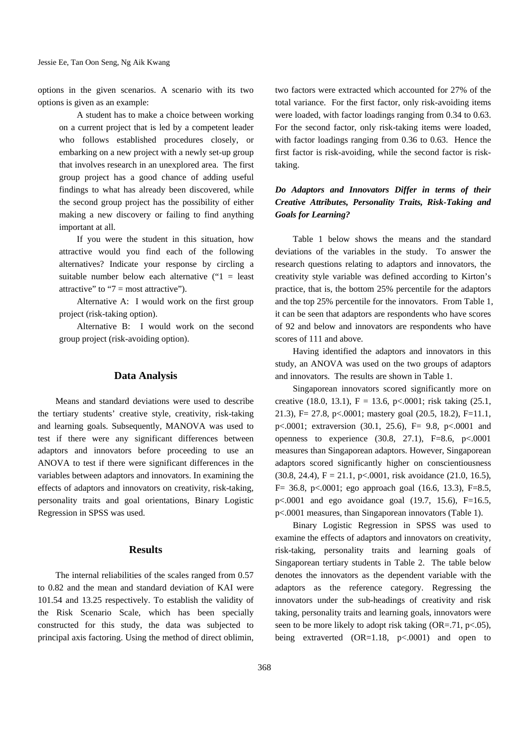options in the given scenarios. A scenario with its two options is given as an example:

> A student has to make a choice between working on a current project that is led by a competent leader who follows established procedures closely, or embarking on a new project with a newly set-up group that involves research in an unexplored area. The first group project has a good chance of adding useful findings to what has already been discovered, while the second group project has the possibility of either making a new discovery or failing to find anything important at all.
>
> If you were the student in this situation, how attractive would you find each of the following alternatives? Indicate your response by circling a suitable number below each alternative ("1 = least attractive" to "7 = most attractive").
>
> Alternative A: I would work on the first group project (risk-taking option).
>
> Alternative B: I would work on the second group project (risk-avoiding option).

## Data Analysis

Means and standard deviations were used to describe the tertiary students' creative style, creativity, risk-taking and learning goals. Subsequently, MANOVA was used to test if there were any significant differences between adaptors and innovators before proceeding to use an ANOVA to test if there were significant differences in the variables between adaptors and innovators. In examining the effects of adaptors and innovators on creativity, risk-taking, personality traits and goal orientations, Binary Logistic Regression in SPSS was used.

## Results

The internal reliabilities of the scales ranged from 0.57 to 0.82 and the mean and standard deviation of KAI were 101.54 and 13.25 respectively. To establish the validity of the Risk Scenario Scale, which has been specially constructed for this study, the data was subjected to principal axis factoring. Using the method of direct oblimin, two factors were extracted which accounted for 27% of the total variance. For the first factor, only risk-avoiding items were loaded, with factor loadings ranging from 0.34 to 0.63. For the second factor, only risk-taking items were loaded, with factor loadings ranging from 0.36 to 0.63. Hence the first factor is risk-avoiding, while the second factor is risk-taking.

### *Do Adaptors and Innovators Differ in terms of their Creative Attributes, Personality Traits, Risk-Taking and Goals for Learning?*

Table 1 below shows the means and the standard deviations of the variables in the study. To answer the research questions relating to adaptors and innovators, the creativity style variable was defined according to Kirton's practice, that is, the bottom 25% percentile for the adaptors and the top 25% percentile for the innovators. From Table 1, it can be seen that adaptors are respondents who have scores of 92 and below and innovators are respondents who have scores of 111 and above.

Having identified the adaptors and innovators in this study, an ANOVA was used on the two groups of adaptors and innovators. The results are shown in Table 1.

Singaporean innovators scored significantly more on creative (18.0, 13.1), $F = 13.6$, $p<.0001$; risk taking (25.1, 21.3), $F= 27.8$, $p<.0001$; mastery goal (20.5, 18.2), $F=11.1$, $p<.0001$; extraversion (30.1, 25.6), $F= 9.8$, $p<.0001$ and openness to experience (30.8, 27.1), $F=8.6$, $p<.0001$ measures than Singaporean adaptors. However, Singaporean adaptors scored significantly higher on conscientiousness (30.8, 24.4), $F = 21.1$, $p<.0001$, risk avoidance (21.0, 16.5), $F= 36.8$, $p<.0001$; ego approach goal (16.6, 13.3), $F=8.5$, $p<.0001$ and ego avoidance goal (19.7, 15.6), $F=16.5$, $p<.0001$ measures, than Singaporean innovators (Table 1).

Binary Logistic Regression in SPSS was used to examine the effects of adaptors and innovators on creativity, risk-taking, personality traits and learning goals of Singaporean tertiary students in Table 2. The table below denotes the innovators as the dependent variable with the adaptors as the reference category. Regressing the innovators under the sub-headings of creativity and risk taking, personality traits and learning goals, innovators were seen to be more likely to adopt risk taking ($OR=.71$, $p<.05$), being extraverted ($OR=1.18$, $p<.0001$) and open to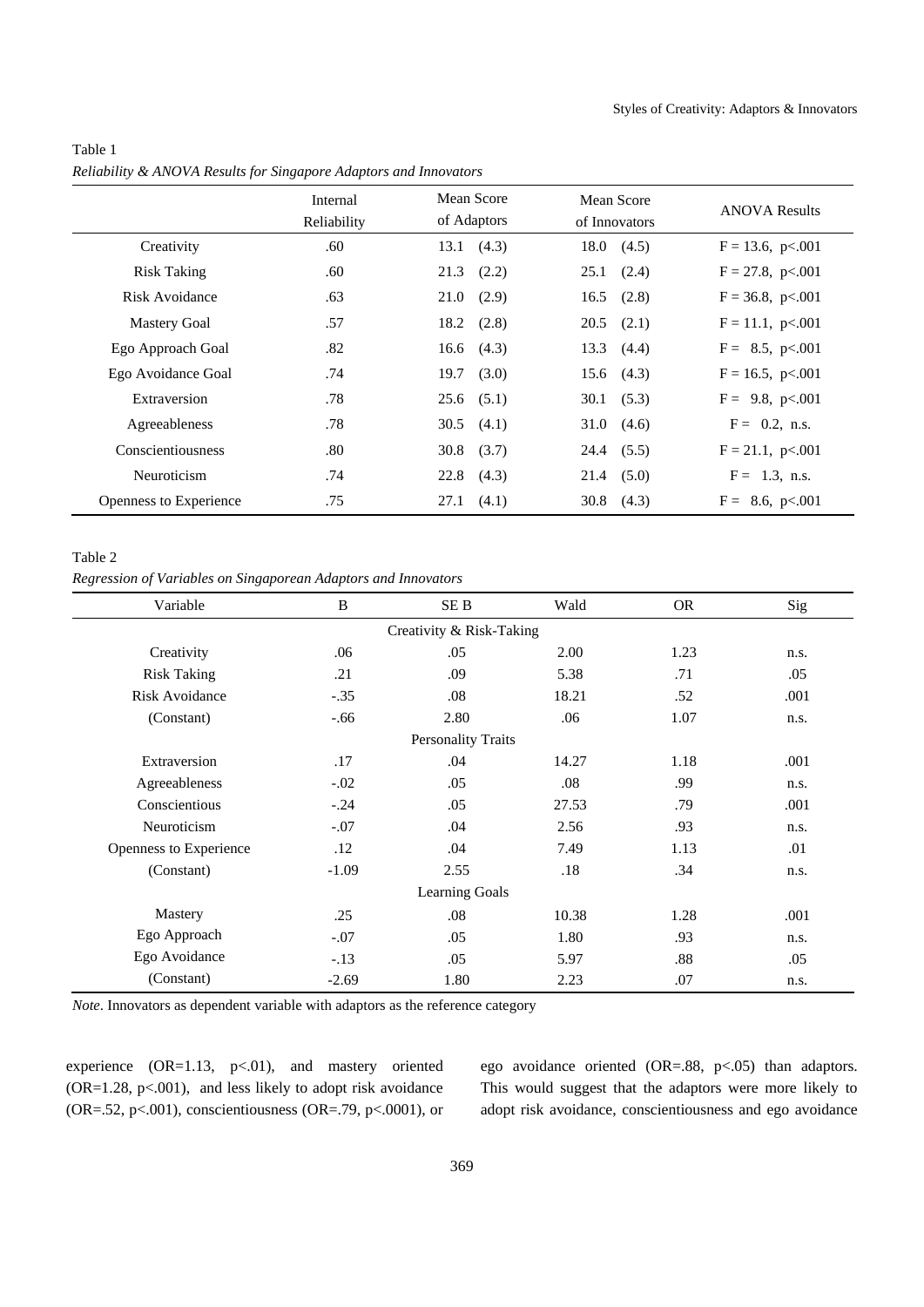Table 1
*Reliability & ANOVA Results for Singapore Adaptors and Innovators*

| | Internal Reliability | Mean Score of Adaptors | Mean Score of Innovators | ANOVA Results |
|---|---|---|---|---|
| Creativity | .60 | 13.1 (4.3) | 18.0 (4.5) | F = 13.6, p<.001 |
| Risk Taking | .60 | 21.3 (2.2) | 25.1 (2.4) | F = 27.8, p<.001 |
| Risk Avoidance | .63 | 21.0 (2.9) | 16.5 (2.8) | F = 36.8, p<.001 |
| Mastery Goal | .57 | 18.2 (2.8) | 20.5 (2.1) | F = 11.1, p<.001 |
| Ego Approach Goal | .82 | 16.6 (4.3) | 13.3 (4.4) | F = 8.5, p<.001 |
| Ego Avoidance Goal | .74 | 19.7 (3.0) | 15.6 (4.3) | F = 16.5, p<.001 |
| Extraversion | .78 | 25.6 (5.1) | 30.1 (5.3) | F = 9.8, p<.001 |
| Agreeableness | .78 | 30.5 (4.1) | 31.0 (4.6) | F = 0.2, n.s. |
| Conscientiousness | .80 | 30.8 (3.7) | 24.4 (5.5) | F = 21.1, p<.001 |
| Neuroticism | .74 | 22.8 (4.3) | 21.4 (5.0) | F = 1.3, n.s. |
| Openness to Experience | .75 | 27.1 (4.1) | 30.8 (4.3) | F = 8.6, p<.001 |

Table 2
*Regression of Variables on Singaporean Adaptors and Innovators*

| Variable | B | SE B | Wald | OR | Sig |
|---|---|---|---|---|---|
| | | Creativity & Risk-Taking | | | |
| Creativity | .06 | .05 | 2.00 | 1.23 | n.s. |
| Risk Taking | .21 | .09 | 5.38 | .71 | .05 |
| Risk Avoidance | -.35 | .08 | 18.21 | .52 | .001 |
| (Constant) | -.66 | 2.80 | .06 | 1.07 | n.s. |
| | | Personality Traits | | | |
| Extraversion | .17 | .04 | 14.27 | 1.18 | .001 |
| Agreeableness | -.02 | .05 | .08 | .99 | n.s. |
| Conscientious | -.24 | .05 | 27.53 | .79 | .001 |
| Neuroticism | -.07 | .04 | 2.56 | .93 | n.s. |
| Openness to Experience | .12 | .04 | 7.49 | 1.13 | .01 |
| (Constant) | -1.09 | 2.55 | .18 | .34 | n.s. |
| | | Learning Goals | | | |
| Mastery | .25 | .08 | 10.38 | 1.28 | .001 |
| Ego Approach | -.07 | .05 | 1.80 | .93 | n.s. |
| Ego Avoidance | -.13 | .05 | 5.97 | .88 | .05 |
| (Constant) | -2.69 | 1.80 | 2.23 | .07 | n.s. |

*Note*. Innovators as dependent variable with adaptors as the reference category

experience (OR=1.13, p<.01), and mastery oriented (OR=1.28, p<.001), and less likely to adopt risk avoidance (OR=.52, p<.001), conscientiousness (OR=.79, p<.0001), or ego avoidance oriented (OR=.88, p<.05) than adaptors. This would suggest that the adaptors were more likely to adopt risk avoidance, conscientiousness and ego avoidance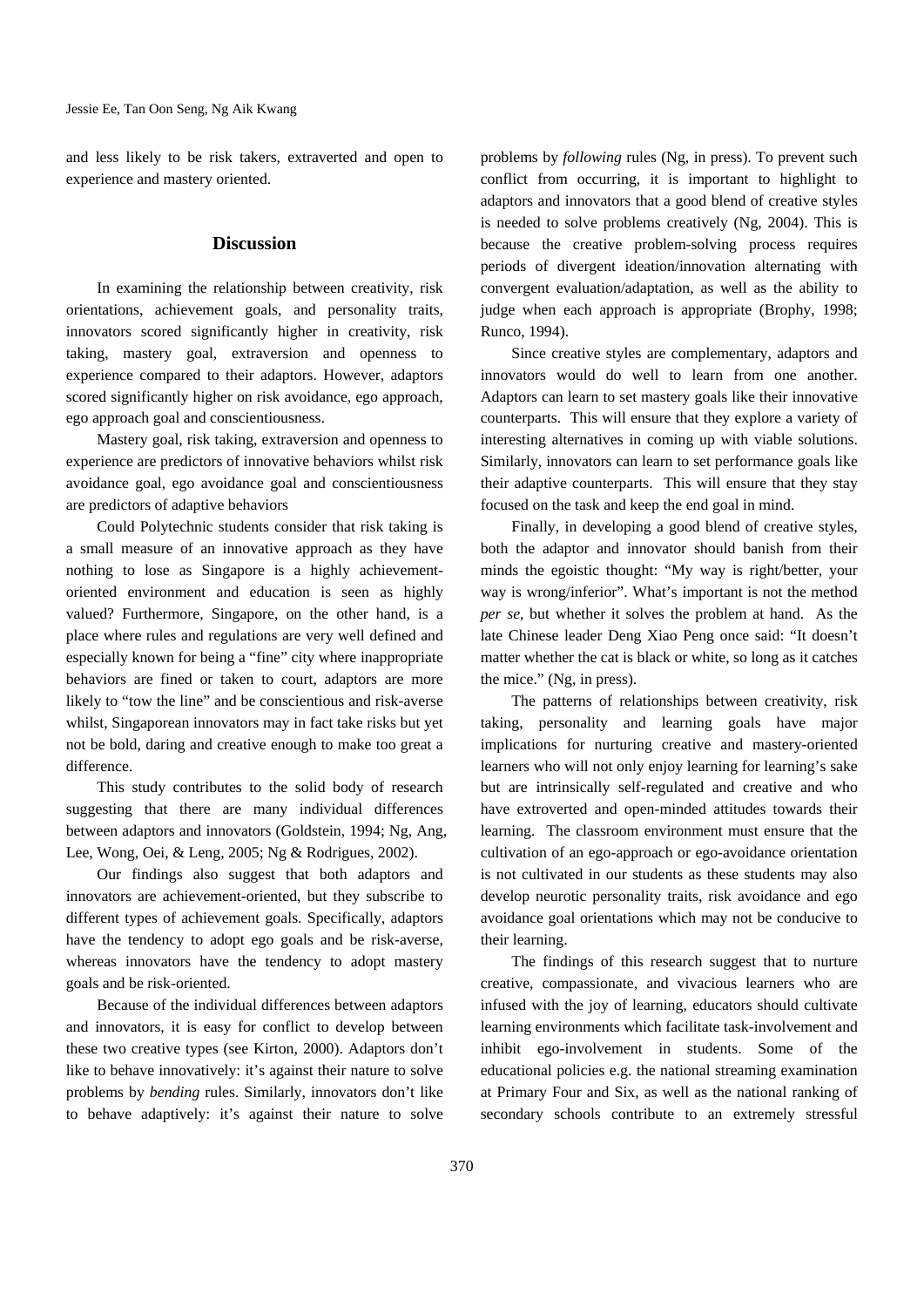and less likely to be risk takers, extraverted and open to experience and mastery oriented.

## Discussion

In examining the relationship between creativity, risk orientations, achievement goals, and personality traits, innovators scored significantly higher in creativity, risk taking, mastery goal, extraversion and openness to experience compared to their adaptors. However, adaptors scored significantly higher on risk avoidance, ego approach, ego approach goal and conscientiousness.

Mastery goal, risk taking, extraversion and openness to experience are predictors of innovative behaviors whilst risk avoidance goal, ego avoidance goal and conscientiousness are predictors of adaptive behaviors

Could Polytechnic students consider that risk taking is a small measure of an innovative approach as they have nothing to lose as Singapore is a highly achievement-oriented environment and education is seen as highly valued? Furthermore, Singapore, on the other hand, is a place where rules and regulations are very well defined and especially known for being a "fine" city where inappropriate behaviors are fined or taken to court, adaptors are more likely to "tow the line" and be conscientious and risk-averse whilst, Singaporean innovators may in fact take risks but yet not be bold, daring and creative enough to make too great a difference.

This study contributes to the solid body of research suggesting that there are many individual differences between adaptors and innovators (Goldstein, 1994; Ng, Ang, Lee, Wong, Oei, & Leng, 2005; Ng & Rodrigues, 2002).

Our findings also suggest that both adaptors and innovators are achievement-oriented, but they subscribe to different types of achievement goals. Specifically, adaptors have the tendency to adopt ego goals and be risk-averse, whereas innovators have the tendency to adopt mastery goals and be risk-oriented.

Because of the individual differences between adaptors and innovators, it is easy for conflict to develop between these two creative types (see Kirton, 2000). Adaptors don't like to behave innovatively: it's against their nature to solve problems by *bending* rules. Similarly, innovators don't like to behave adaptively: it's against their nature to solve problems by *following* rules (Ng, in press). To prevent such conflict from occurring, it is important to highlight to adaptors and innovators that a good blend of creative styles is needed to solve problems creatively (Ng, 2004). This is because the creative problem-solving process requires periods of divergent ideation/innovation alternating with convergent evaluation/adaptation, as well as the ability to judge when each approach is appropriate (Brophy, 1998; Runco, 1994).

Since creative styles are complementary, adaptors and innovators would do well to learn from one another. Adaptors can learn to set mastery goals like their innovative counterparts. This will ensure that they explore a variety of interesting alternatives in coming up with viable solutions. Similarly, innovators can learn to set performance goals like their adaptive counterparts. This will ensure that they stay focused on the task and keep the end goal in mind.

Finally, in developing a good blend of creative styles, both the adaptor and innovator should banish from their minds the egoistic thought: "My way is right/better, your way is wrong/inferior". What's important is not the method *per se*, but whether it solves the problem at hand. As the late Chinese leader Deng Xiao Peng once said: "It doesn't matter whether the cat is black or white, so long as it catches the mice." (Ng, in press).

The patterns of relationships between creativity, risk taking, personality and learning goals have major implications for nurturing creative and mastery-oriented learners who will not only enjoy learning for learning's sake but are intrinsically self-regulated and creative and who have extroverted and open-minded attitudes towards their learning. The classroom environment must ensure that the cultivation of an ego-approach or ego-avoidance orientation is not cultivated in our students as these students may also develop neurotic personality traits, risk avoidance and ego avoidance goal orientations which may not be conducive to their learning.

The findings of this research suggest that to nurture creative, compassionate, and vivacious learners who are infused with the joy of learning, educators should cultivate learning environments which facilitate task-involvement and inhibit ego-involvement in students. Some of the educational policies e.g. the national streaming examination at Primary Four and Six, as well as the national ranking of secondary schools contribute to an extremely stressful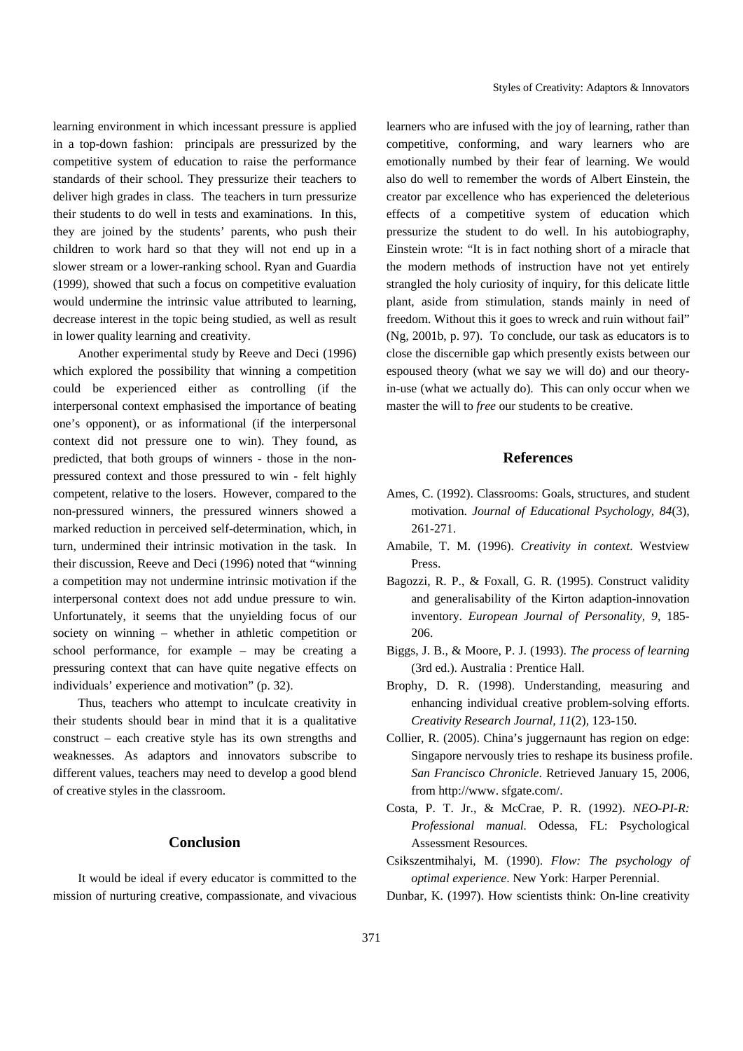learning environment in which incessant pressure is applied in a top-down fashion: principals are pressurized by the competitive system of education to raise the performance standards of their school. They pressurize their teachers to deliver high grades in class. The teachers in turn pressurize their students to do well in tests and examinations. In this, they are joined by the students' parents, who push their children to work hard so that they will not end up in a slower stream or a lower-ranking school. Ryan and Guardia (1999), showed that such a focus on competitive evaluation would undermine the intrinsic value attributed to learning, decrease interest in the topic being studied, as well as result in lower quality learning and creativity.

Another experimental study by Reeve and Deci (1996) which explored the possibility that winning a competition could be experienced either as controlling (if the interpersonal context emphasised the importance of beating one's opponent), or as informational (if the interpersonal context did not pressure one to win). They found, as predicted, that both groups of winners - those in the non-pressured context and those pressured to win - felt highly competent, relative to the losers. However, compared to the non-pressured winners, the pressured winners showed a marked reduction in perceived self-determination, which, in turn, undermined their intrinsic motivation in the task. In their discussion, Reeve and Deci (1996) noted that "winning a competition may not undermine intrinsic motivation if the interpersonal context does not add undue pressure to win. Unfortunately, it seems that the unyielding focus of our society on winning – whether in athletic competition or school performance, for example – may be creating a pressuring context that can have quite negative effects on individuals' experience and motivation" (p. 32).

Thus, teachers who attempt to inculcate creativity in their students should bear in mind that it is a qualitative construct – each creative style has its own strengths and weaknesses. As adaptors and innovators subscribe to different values, teachers may need to develop a good blend of creative styles in the classroom.

## Conclusion

It would be ideal if every educator is committed to the mission of nurturing creative, compassionate, and vivacious learners who are infused with the joy of learning, rather than competitive, conforming, and wary learners who are emotionally numbed by their fear of learning. We would also do well to remember the words of Albert Einstein, the creator par excellence who has experienced the deleterious effects of a competitive system of education which pressurize the student to do well. In his autobiography, Einstein wrote: "It is in fact nothing short of a miracle that the modern methods of instruction have not yet entirely strangled the holy curiosity of inquiry, for this delicate little plant, aside from stimulation, stands mainly in need of freedom. Without this it goes to wreck and ruin without fail" (Ng, 2001b, p. 97). To conclude, our task as educators is to close the discernible gap which presently exists between our espoused theory (what we say we will do) and our theory-in-use (what we actually do). This can only occur when we master the will to *free* our students to be creative.

## References

Ames, C. (1992). Classrooms: Goals, structures, and student motivation. *Journal of Educational Psychology, 84*(3), 261-271.

Amabile, T. M. (1996). *Creativity in context.* Westview Press.

Bagozzi, R. P., & Foxall, G. R. (1995). Construct validity and generalisability of the Kirton adaption-innovation inventory. *European Journal of Personality*, *9*, 185-206.

Biggs, J. B., & Moore, P. J. (1993). *The process of learning* (3rd ed.). Australia : Prentice Hall.

Brophy, D. R. (1998). Understanding, measuring and enhancing individual creative problem-solving efforts. *Creativity Research Journal*, *11*(2), 123-150.

Collier, R. (2005). China's juggernaunt has region on edge: Singapore nervously tries to reshape its business profile. *San Francisco Chronicle*. Retrieved January 15, 2006, from http://www. sfgate.com/.

Costa, P. T. Jr., & McCrae, P. R. (1992). *NEO-PI-R: Professional manual.* Odessa, FL: Psychological Assessment Resources.

Csikszentmihalyi, M. (1990). *Flow: The psychology of optimal experience*. New York: Harper Perennial.

Dunbar, K. (1997). How scientists think: On-line creativity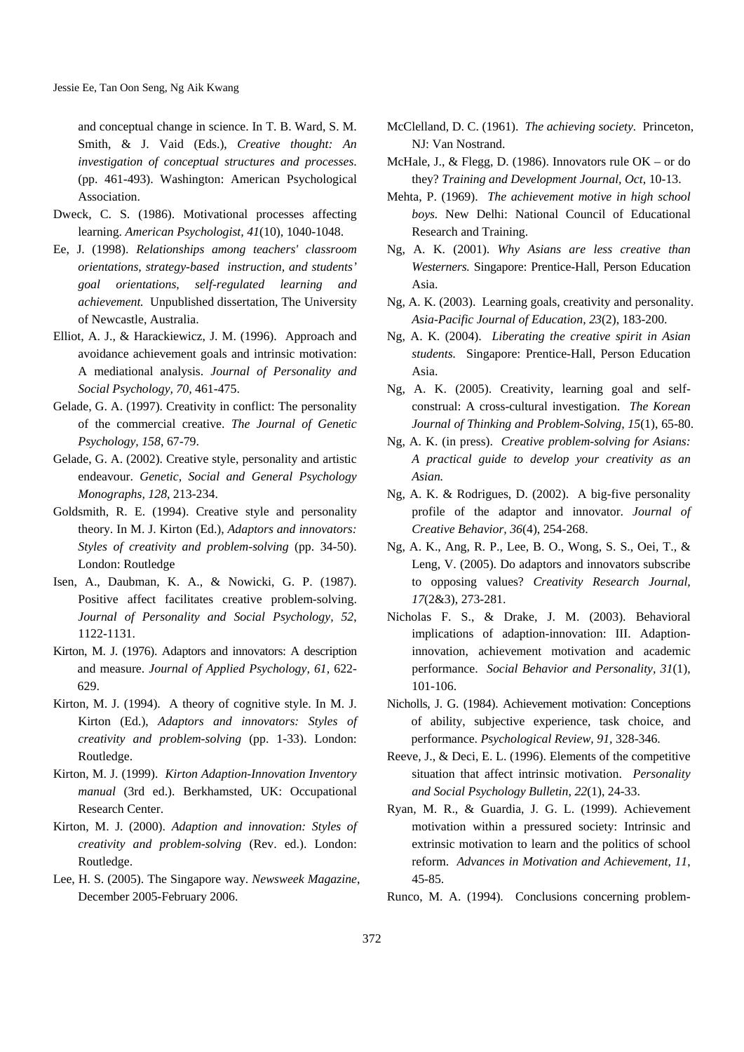and conceptual change in science. In T. B. Ward, S. M. Smith, & J. Vaid (Eds.), *Creative thought: An investigation of conceptual structures and processes*. (pp. 461-493). Washington: American Psychological Association.

Dweck, C. S. (1986). Motivational processes affecting learning. *American Psychologist, 41*(10), 1040-1048.

Ee, J. (1998). *Relationships among teachers' classroom orientations, strategy-based instruction, and students' goal orientations, self-regulated learning and achievement.* Unpublished dissertation, The University of Newcastle, Australia.

Elliot, A. J., & Harackiewicz, J. M. (1996). Approach and avoidance achievement goals and intrinsic motivation: A mediational analysis. *Journal of Personality and Social Psychology, 70*, 461-475.

Gelade, G. A. (1997). Creativity in conflict: The personality of the commercial creative. *The Journal of Genetic Psychology, 158*, 67-79.

Gelade, G. A. (2002). Creative style, personality and artistic endeavour. *Genetic, Social and General Psychology Monographs, 128*, 213-234.

Goldsmith, R. E. (1994). Creative style and personality theory. In M. J. Kirton (Ed.), *Adaptors and innovators: Styles of creativity and problem-solving* (pp. 34-50). London: Routledge

Isen, A., Daubman, K. A., & Nowicki, G. P. (1987). Positive affect facilitates creative problem-solving. *Journal of Personality and Social Psychology, 52*, 1122-1131.

Kirton, M. J. (1976). Adaptors and innovators: A description and measure. *Journal of Applied Psychology, 61*, 622-629.

Kirton, M. J. (1994). A theory of cognitive style. In M. J. Kirton (Ed.), *Adaptors and innovators: Styles of creativity and problem-solving* (pp. 1-33). London: Routledge.

Kirton, M. J. (1999). *Kirton Adaption-Innovation Inventory manual* (3rd ed.). Berkhamsted, UK: Occupational Research Center.

Kirton, M. J. (2000). *Adaption and innovation: Styles of creativity and problem-solving* (Rev. ed.). London: Routledge.

Lee, H. S. (2005). The Singapore way. *Newsweek Magazine*, December 2005-February 2006.

McClelland, D. C. (1961). *The achieving society*. Princeton, NJ: Van Nostrand.

McHale, J., & Flegg, D. (1986). Innovators rule OK – or do they? *Training and Development Journal, Oct*, 10-13.

Mehta, P. (1969). *The achievement motive in high school boys.* New Delhi: National Council of Educational Research and Training.

Ng, A. K. (2001). *Why Asians are less creative than Westerners.* Singapore: Prentice-Hall, Person Education Asia.

Ng, A. K. (2003). Learning goals, creativity and personality. *Asia-Pacific Journal of Education, 23*(2), 183-200.

Ng, A. K. (2004). *Liberating the creative spirit in Asian students.* Singapore: Prentice-Hall, Person Education Asia.

Ng, A. K. (2005). Creativity, learning goal and self-construal: A cross-cultural investigation. *The Korean Journal of Thinking and Problem-Solving, 15*(1), 65-80.

Ng, A. K. (in press). *Creative problem-solving for Asians: A practical guide to develop your creativity as an Asian.*

Ng, A. K. & Rodrigues, D. (2002). A big-five personality profile of the adaptor and innovator. *Journal of Creative Behavior, 36*(4), 254-268.

Ng, A. K., Ang, R. P., Lee, B. O., Wong, S. S., Oei, T., & Leng, V. (2005). Do adaptors and innovators subscribe to opposing values? *Creativity Research Journal, 17*(2&3), 273-281.

Nicholas F. S., & Drake, J. M. (2003). Behavioral implications of adaption-innovation: III. Adaption-innovation, achievement motivation and academic performance. *Social Behavior and Personality, 31*(1), 101-106.

Nicholls, J. G. (1984). Achievement motivation: Conceptions of ability, subjective experience, task choice, and performance. *Psychological Review, 91*, 328-346.

Reeve, J., & Deci, E. L. (1996). Elements of the competitive situation that affect intrinsic motivation. *Personality and Social Psychology Bulletin, 22*(1), 24-33.

Ryan, M. R., & Guardia, J. G. L. (1999). Achievement motivation within a pressured society: Intrinsic and extrinsic motivation to learn and the politics of school reform. *Advances in Motivation and Achievement, 11*, 45-85.

Runco, M. A. (1994). Conclusions concerning problem-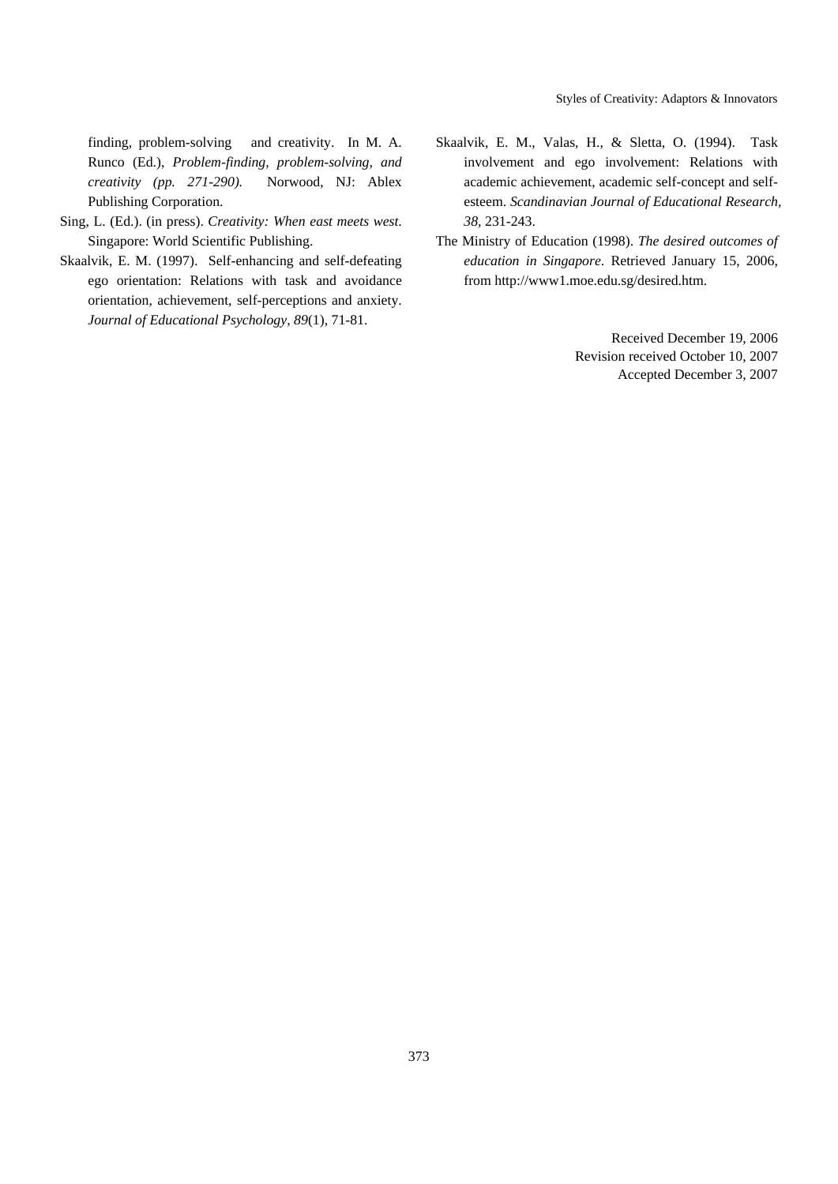finding, problem-solving and creativity. In M. A. Runco (Ed.), *Problem-finding, problem-solving, and creativity (pp. 271-290).* Norwood, NJ: Ablex Publishing Corporation.

Sing, L. (Ed.). (in press). *Creativity: When east meets west*. Singapore: World Scientific Publishing.

Skaalvik, E. M. (1997). Self-enhancing and self-defeating ego orientation: Relations with task and avoidance orientation, achievement, self-perceptions and anxiety. *Journal of Educational Psychology, 89*(1), 71-81.

Skaalvik, E. M., Valas, H., & Sletta, O. (1994). Task involvement and ego involvement: Relations with academic achievement, academic self-concept and self-esteem. *Scandinavian Journal of Educational Research, 38,* 231-243.

The Ministry of Education (1998). *The desired outcomes of education in Singapore*. Retrieved January 15, 2006, from http://www1.moe.edu.sg/desired.htm.

Received December 19, 2006
Revision received October 10, 2007
Accepted December 3, 2007